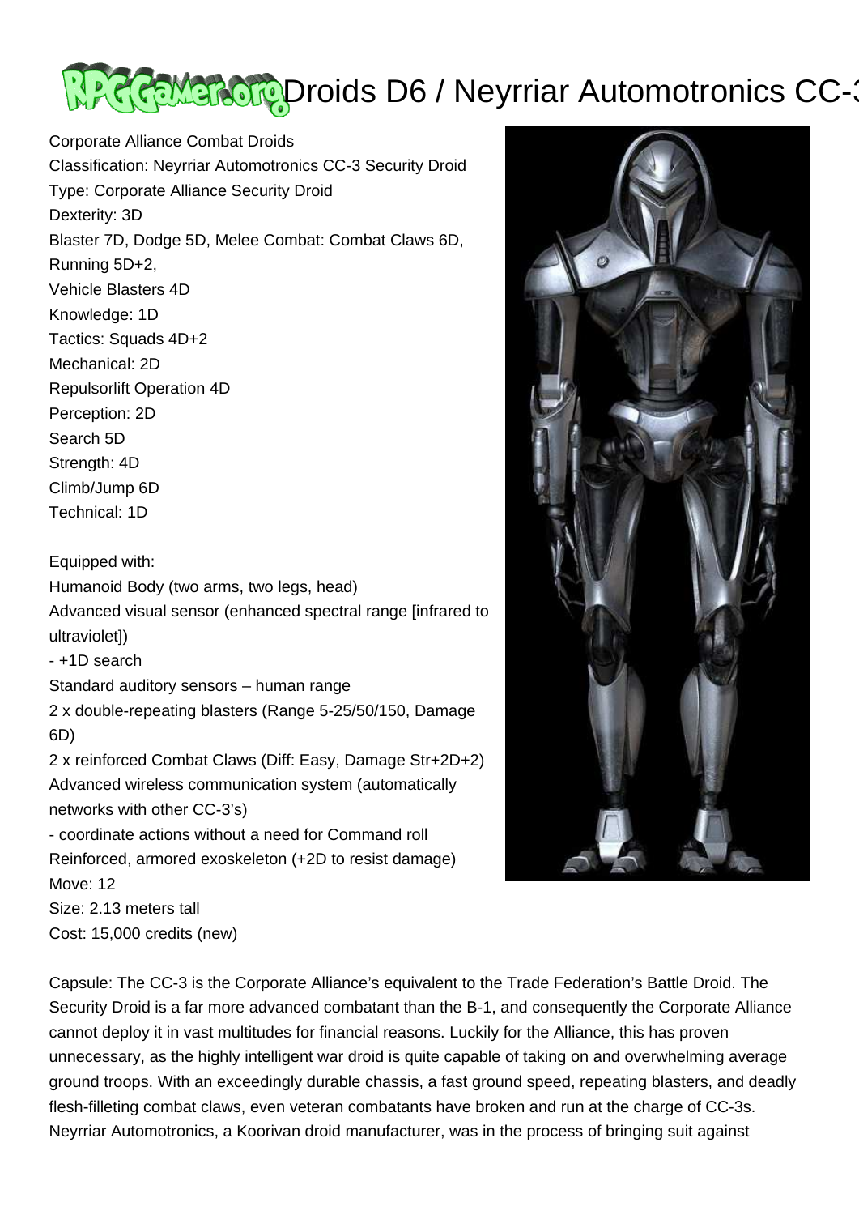# Droids D6 / Neyrriar Automotronics CC-3

Corporate Alliance Combat Droids
Classification: Neyrriar Automotronics CC-3 Security Droid
Type: Corporate Alliance Security Droid
Dexterity: 3D
Blaster 7D, Dodge 5D, Melee Combat: Combat Claws 6D,
Running 5D+2,
Vehicle Blasters 4D
Knowledge: 1D
Tactics: Squads 4D+2
Mechanical: 2D
Repulsorlift Operation 4D
Perception: 2D
Search 5D
Strength: 4D
Climb/Jump 6D
Technical: 1D

Equipped with:
Humanoid Body (two arms, two legs, head)
Advanced visual sensor (enhanced spectral range [infrared to ultraviolet])
- +1D search
Standard auditory sensors – human range
2 x double-repeating blasters (Range 5-25/50/150, Damage 6D)
2 x reinforced Combat Claws (Diff: Easy, Damage Str+2D+2)
Advanced wireless communication system (automatically networks with other CC-3's)
- coordinate actions without a need for Command roll
Reinforced, armored exoskeleton (+2D to resist damage)
Move: 12
Size: 2.13 meters tall
Cost: 15,000 credits (new)

Capsule: The CC-3 is the Corporate Alliance's equivalent to the Trade Federation's Battle Droid. The Security Droid is a far more advanced combatant than the B-1, and consequently the Corporate Alliance cannot deploy it in vast multitudes for financial reasons. Luckily for the Alliance, this has proven unnecessary, as the highly intelligent war droid is quite capable of taking on and overwhelming average ground troops. With an exceedingly durable chassis, a fast ground speed, repeating blasters, and deadly flesh-filleting combat claws, even veteran combatants have broken and run at the charge of CC-3s. Neyrriar Automotronics, a Koorivan droid manufacturer, was in the process of bringing suit against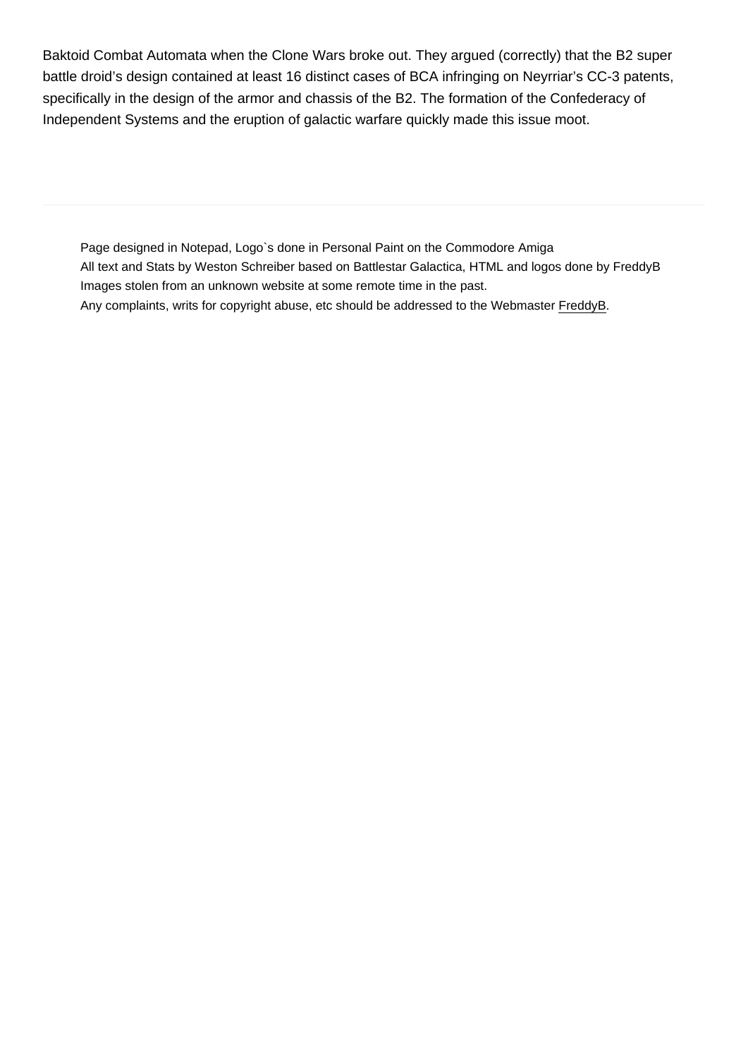Baktoid Combat Automata when the Clone Wars broke out. They argued (correctly) that the B2 super battle droid's design contained at least 16 distinct cases of BCA infringing on Neyrriar's CC-3 patents, specifically in the design of the armor and chassis of the B2. The formation of the Confederacy of Independent Systems and the eruption of galactic warfare quickly made this issue moot.

---

Page designed in Notepad, Logo`s done in Personal Paint on the Commodore Amiga
All text and Stats by Weston Schreiber based on Battlestar Galactica, HTML and logos done by FreddyB
Images stolen from an unknown website at some remote time in the past.
Any complaints, writs for copyright abuse, etc should be addressed to the Webmaster FreddyB.